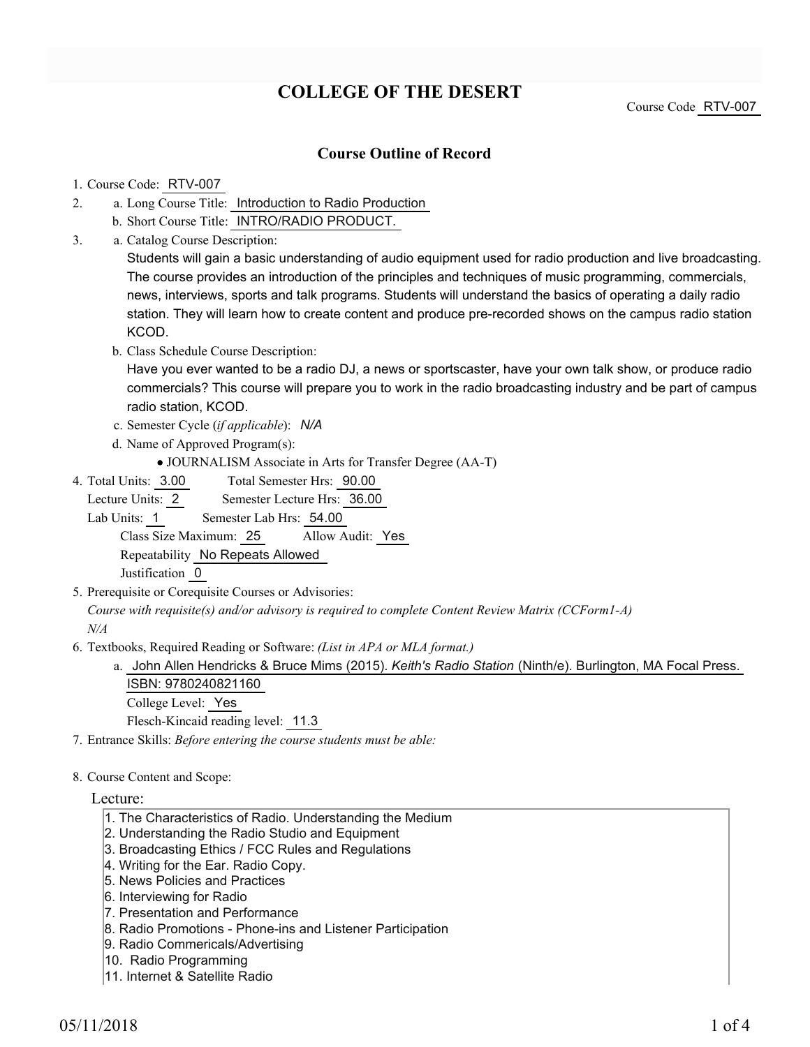# COLLEGE OF THE DESERT

Course Code RTV-007

## Course Outline of Record

1. Course Code: RTV-007
2. a. Long Course Title: Introduction to Radio Production
   b. Short Course Title: INTRO/RADIO PRODUCT.
3. a. Catalog Course Description:
   Students will gain a basic understanding of audio equipment used for radio production and live broadcasting. The course provides an introduction of the principles and techniques of music programming, commercials, news, interviews, sports and talk programs. Students will understand the basics of operating a daily radio station. They will learn how to create content and produce pre-recorded shows on the campus radio station KCOD.
   b. Class Schedule Course Description:
   Have you ever wanted to be a radio DJ, a news or sportscaster, have your own talk show, or produce radio commercials? This course will prepare you to work in the radio broadcasting industry and be part of campus radio station, KCOD.
   c. Semester Cycle (*if applicable*): *N/A*
   d. Name of Approved Program(s):
      - JOURNALISM Associate in Arts for Transfer Degree (AA-T)
4. Total Units: 3.00 Total Semester Hrs: 90.00
   Lecture Units: 2 Semester Lecture Hrs: 36.00
   Lab Units: 1 Semester Lab Hrs: 54.00
   Class Size Maximum: 25 Allow Audit: Yes
   Repeatability No Repeats Allowed
   Justification 0
5. Prerequisite or Corequisite Courses or Advisories:
   *Course with requisite(s) and/or advisory is required to complete Content Review Matrix (CCForm1-A)*
   *N/A*
6. Textbooks, Required Reading or Software: *(List in APA or MLA format.)*
   a. John Allen Hendricks & Bruce Mims (2015). *Keith's Radio Station* (Ninth/e). Burlington, MA Focal Press. ISBN: 9780240821160
      College Level: Yes
      Flesch-Kincaid reading level: 11.3
7. Entrance Skills: *Before entering the course students must be able:*
8. Course Content and Scope:

Lecture:

1. The Characteristics of Radio. Understanding the Medium
2. Understanding the Radio Studio and Equipment
3. Broadcasting Ethics / FCC Rules and Regulations
4. Writing for the Ear. Radio Copy.
5. News Policies and Practices
6. Interviewing for Radio
7. Presentation and Performance
8. Radio Promotions - Phone-ins and Listener Participation
9. Radio Commericals/Advertising
10. Radio Programming
11. Internet & Satellite Radio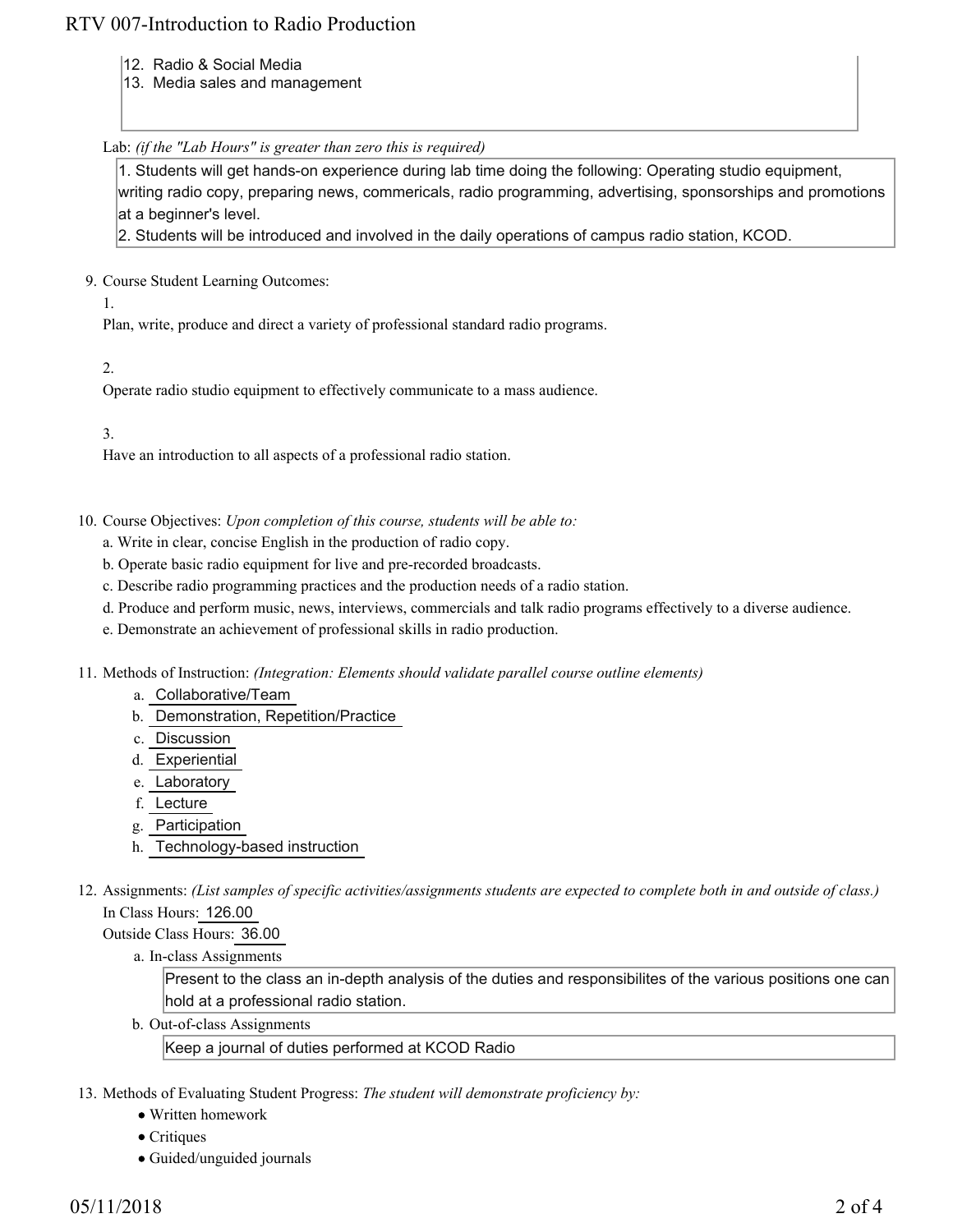12. Radio & Social Media
13. Media sales and management

Lab: *(if the "Lab Hours" is greater than zero this is required)*

1. Students will get hands-on experience during lab time doing the following: Operating studio equipment, writing radio copy, preparing news, commericals, radio programming, advertising, sponsorships and promotions at a beginner's level.
2. Students will be introduced and involved in the daily operations of campus radio station, KCOD.

9. Course Student Learning Outcomes:

1.

Plan, write, produce and direct a variety of professional standard radio programs.

2.

Operate radio studio equipment to effectively communicate to a mass audience.

3.

Have an introduction to all aspects of a professional radio station.

10. Course Objectives: *Upon completion of this course, students will be able to:*

a. Write in clear, concise English in the production of radio copy.
b. Operate basic radio equipment for live and pre-recorded broadcasts.
c. Describe radio programming practices and the production needs of a radio station.
d. Produce and perform music, news, interviews, commercials and talk radio programs effectively to a diverse audience.
e. Demonstrate an achievement of professional skills in radio production.

11. Methods of Instruction: *(Integration: Elements should validate parallel course outline elements)*

a. Collaborative/Team
b. Demonstration, Repetition/Practice
c. Discussion
d. Experiential
e. Laboratory
f. Lecture
g. Participation
h. Technology-based instruction

12. Assignments: *(List samples of specific activities/assignments students are expected to complete both in and outside of class.)*

In Class Hours: 126.00

Outside Class Hours: 36.00

a. In-class Assignments

Present to the class an in-depth analysis of the duties and responsibilites of the various positions one can hold at a professional radio station.

b. Out-of-class Assignments

Keep a journal of duties performed at KCOD Radio

13. Methods of Evaluating Student Progress: *The student will demonstrate proficiency by:*

- Written homework
- Critiques
- Guided/unguided journals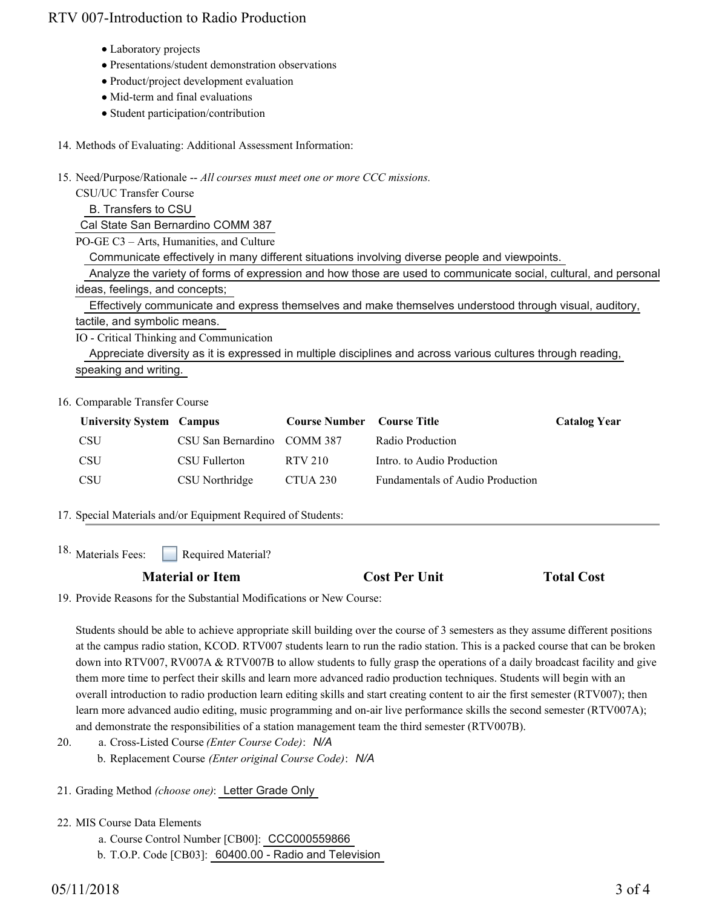- Laboratory projects
- Presentations/student demonstration observations
- Product/project development evaluation
- Mid-term and final evaluations
- Student participation/contribution

14. Methods of Evaluating: Additional Assessment Information:

15. Need/Purpose/Rationale -- *All courses must meet one or more CCC missions.*

    CSU/UC Transfer Course

    B. Transfers to CSU

    Cal State San Bernardino COMM 387

    PO-GE C3 – Arts, Humanities, and Culture

    Communicate effectively in many different situations involving diverse people and viewpoints.

    Analyze the variety of forms of expression and how those are used to communicate social, cultural, and personal ideas, feelings, and concepts;

    Effectively communicate and express themselves and make themselves understood through visual, auditory, tactile, and symbolic means.

    IO - Critical Thinking and Communication

    Appreciate diversity as it is expressed in multiple disciplines and across various cultures through reading, speaking and writing.

16. Comparable Transfer Course

| University System | Campus | Course Number | Course Title | Catalog Year |
|---|---|---|---|---|
| CSU | CSU San Bernardino | COMM 387 | Radio Production | |
| CSU | CSU Fullerton | RTV 210 | Intro. to Audio Production | |
| CSU | CSU Northridge | CTUA 230 | Fundamentals of Audio Production | |

17. Special Materials and/or Equipment Required of Students:

18. Materials Fees: ☐ Required Material?

| Material or Item | Cost Per Unit | Total Cost |
|---|---|---|

19. Provide Reasons for the Substantial Modifications or New Course:

    Students should be able to achieve appropriate skill building over the course of 3 semesters as they assume different positions at the campus radio station, KCOD. RTV007 students learn to run the radio station. This is a packed course that can be broken down into RTV007, RV007A & RTV007B to allow students to fully grasp the operations of a daily broadcast facility and give them more time to perfect their skills and learn more advanced radio production techniques. Students will begin with an overall introduction to radio production learn editing skills and start creating content to air the first semester (RTV007); then learn more advanced audio editing, music programming and on-air live performance skills the second semester (RTV007A); and demonstrate the responsibilities of a station management team the third semester (RTV007B).

20. a. Cross-Listed Course *(Enter Course Code)*: *N/A*

    b. Replacement Course *(Enter original Course Code)*: *N/A*

21. Grading Method *(choose one)*: Letter Grade Only

22. MIS Course Data Elements

    a. Course Control Number [CB00]: CCC000559866

    b. T.O.P. Code [CB03]: 60400.00 - Radio and Television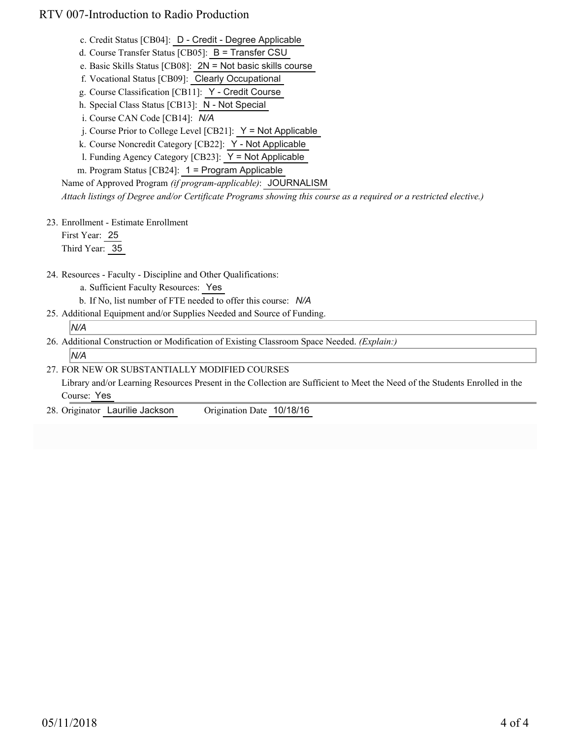c. Credit Status [CB04]: D - Credit - Degree Applicable
d. Course Transfer Status [CB05]: B = Transfer CSU
e. Basic Skills Status [CB08]: 2N = Not basic skills course
f. Vocational Status [CB09]: Clearly Occupational
g. Course Classification [CB11]: Y - Credit Course
h. Special Class Status [CB13]: N - Not Special
i. Course CAN Code [CB14]: *N/A*
j. Course Prior to College Level [CB21]: Y = Not Applicable
k. Course Noncredit Category [CB22]: Y - Not Applicable
l. Funding Agency Category [CB23]: Y = Not Applicable
m. Program Status [CB24]: 1 = Program Applicable

Name of Approved Program *(if program-applicable)*: JOURNALISM

*Attach listings of Degree and/or Certificate Programs showing this course as a required or a restricted elective.)*

23. Enrollment - Estimate Enrollment
    First Year: 25
    Third Year: 35

24. Resources - Faculty - Discipline and Other Qualifications:
    a. Sufficient Faculty Resources: Yes
    b. If No, list number of FTE needed to offer this course: *N/A*

25. Additional Equipment and/or Supplies Needed and Source of Funding.
    *N/A*

26. Additional Construction or Modification of Existing Classroom Space Needed. *(Explain:)*
    *N/A*

27. FOR NEW OR SUBSTANTIALLY MODIFIED COURSES
    Library and/or Learning Resources Present in the Collection are Sufficient to Meet the Need of the Students Enrolled in the Course: Yes

28. Originator Laurilie Jackson  Origination Date 10/18/16